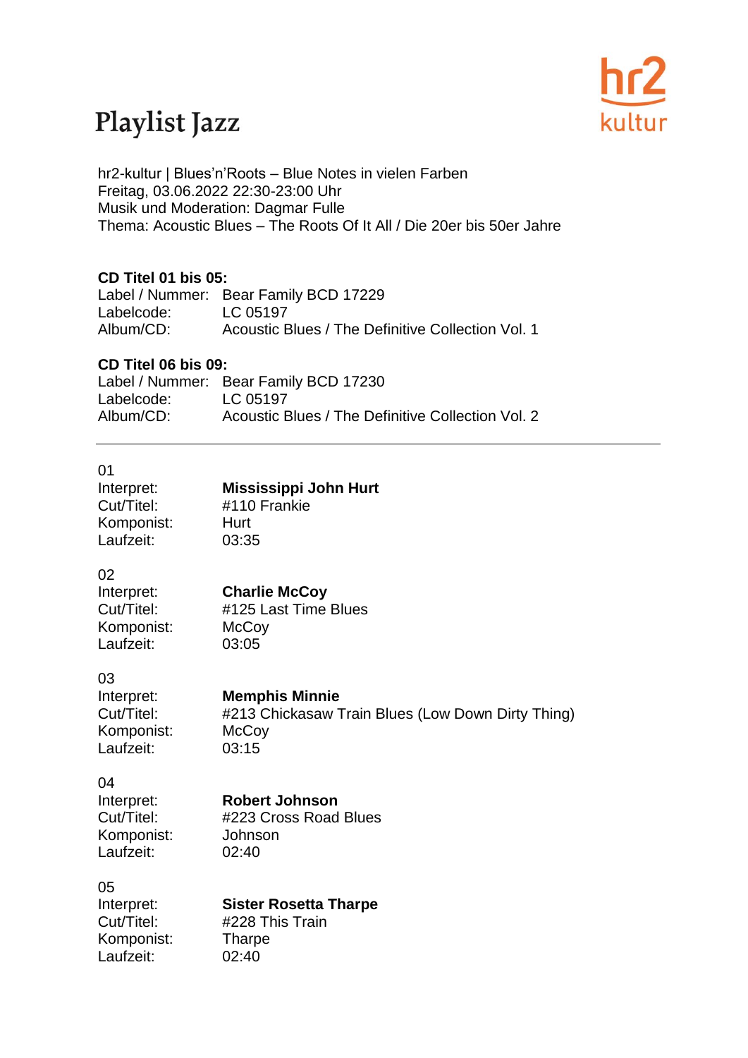# Playlist Jazz

hr2 kultur

hr2-kultur | Blues'n'Roots – Blue Notes in vielen Farben
Freitag, 03.06.2022 22:30-23:00 Uhr
Musik und Moderation: Dagmar Fulle
Thema: Acoustic Blues – The Roots Of It All / Die 20er bis 50er Jahre

**CD Titel 01 bis 05:**
Label / Nummer: Bear Family BCD 17229
Labelcode: LC 05197
Album/CD: Acoustic Blues / The Definitive Collection Vol. 1

**CD Titel 06 bis 09:**
Label / Nummer: Bear Family BCD 17230
Labelcode: LC 05197
Album/CD: Acoustic Blues / The Definitive Collection Vol. 2

---

01
Interpret: **Mississippi John Hurt**
Cut/Titel: #110 Frankie
Komponist: Hurt
Laufzeit: 03:35

02
Interpret: **Charlie McCoy**
Cut/Titel: #125 Last Time Blues
Komponist: McCoy
Laufzeit: 03:05

03
Interpret: **Memphis Minnie**
Cut/Titel: #213 Chickasaw Train Blues (Low Down Dirty Thing)
Komponist: McCoy
Laufzeit: 03:15

04
Interpret: **Robert Johnson**
Cut/Titel: #223 Cross Road Blues
Komponist: Johnson
Laufzeit: 02:40

05
Interpret: **Sister Rosetta Tharpe**
Cut/Titel: #228 This Train
Komponist: Tharpe
Laufzeit: 02:40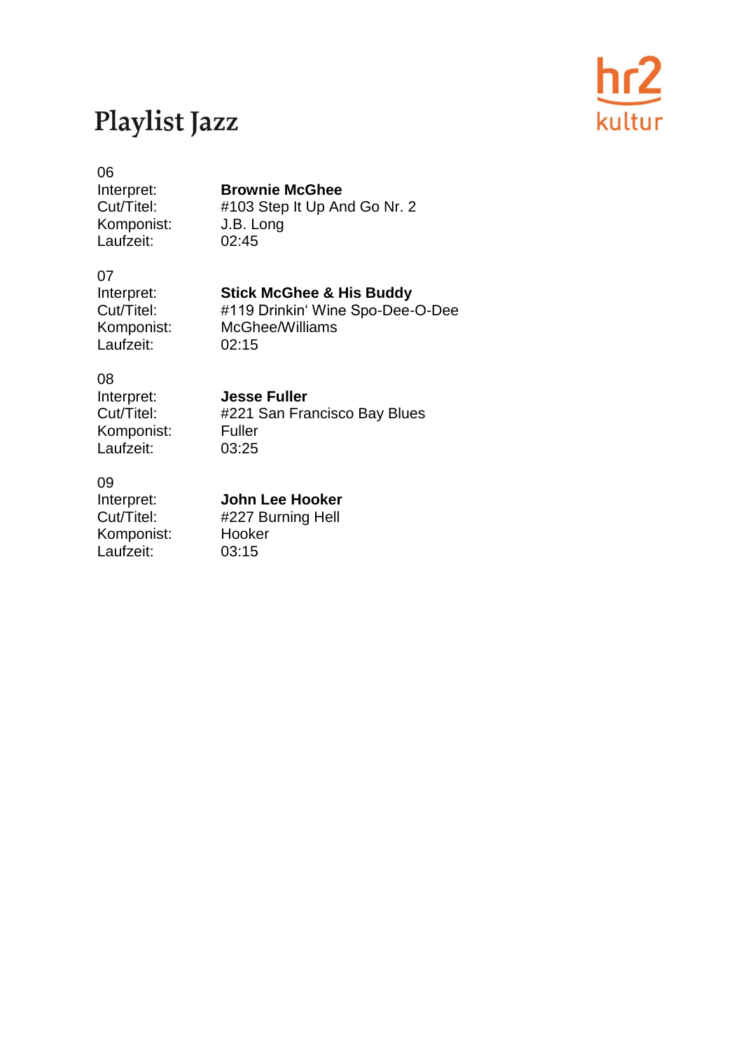# Playlist Jazz

hr2 kultur

06
Interpret: **Brownie McGhee**
Cut/Titel: #103 Step It Up And Go Nr. 2
Komponist: J.B. Long
Laufzeit: 02:45

07
Interpret: **Stick McGhee & His Buddy**
Cut/Titel: #119 Drinkin‘ Wine Spo-Dee-O-Dee
Komponist: McGhee/Williams
Laufzeit: 02:15

08
Interpret: **Jesse Fuller**
Cut/Titel: #221 San Francisco Bay Blues
Komponist: Fuller
Laufzeit: 03:25

09
Interpret: **John Lee Hooker**
Cut/Titel: #227 Burning Hell
Komponist: Hooker
Laufzeit: 03:15